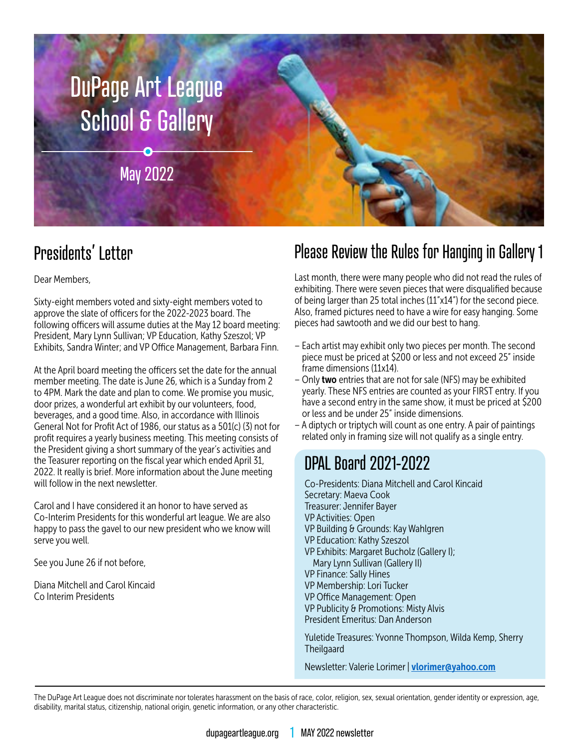# DuPage Art League School & Gallery

May 2022

## Presidents' Letter

Dear Members,

Sixty-eight members voted and sixty-eight members voted to approve the slate of officers for the 2022-2023 board. The following officers will assume duties at the May 12 board meeting: President, Mary Lynn Sullivan; VP Education, Kathy Szeszol; VP Exhibits, Sandra Winter; and VP Office Management, Barbara Finn.

At the April board meeting the officers set the date for the annual member meeting. The date is June 26, which is a Sunday from 2 to 4PM. Mark the date and plan to come. We promise you music, door prizes, a wonderful art exhibit by our volunteers, food, beverages, and a good time. Also, in accordance with Illinois General Not for Profit Act of 1986, our status as a 501(c) (3) not for profit requires a yearly business meeting. This meeting consists of the President giving a short summary of the year's activities and the Teasurer reporting on the fiscal year which ended April 31, 2022. It really is brief. More information about the June meeting will follow in the next newsletter.

Carol and I have considered it an honor to have served as Co-Interim Presidents for this wonderful art league. We are also happy to pass the gavel to our new president who we know will serve you well.

See you June 26 if not before,

Diana Mitchell and Carol Kincaid
Co Interim Presidents

## Please Review the Rules for Hanging in Gallery 1

Last month, there were many people who did not read the rules of exhibiting. There were seven pieces that were disqualified because of being larger than 25 total inches (11"x14") for the second piece. Also, framed pictures need to have a wire for easy hanging. Some pieces had sawtooth and we did our best to hang.

- Each artist may exhibit only two pieces per month. The second piece must be priced at $200 or less and not exceed 25" inside frame dimensions (11x14).
- Only **two** entries that are not for sale (NFS) may be exhibited yearly. These NFS entries are counted as your FIRST entry. If you have a second entry in the same show, it must be priced at $200 or less and be under 25" inside dimensions.
- A diptych or triptych will count as one entry. A pair of paintings related only in framing size will not qualify as a single entry.

## DPAL Board 2021-2022

Co-Presidents: Diana Mitchell and Carol Kincaid
Secretary: Maeva Cook
Treasurer: Jennifer Bayer
VP Activities: Open
VP Building & Grounds: Kay Wahlgren
VP Education: Kathy Szeszol
VP Exhibits: Margaret Bucholz (Gallery I); Mary Lynn Sullivan (Gallery II)
VP Finance: Sally Hines
VP Membership: Lori Tucker
VP Office Management: Open
VP Publicity & Promotions: Misty Alvis
President Emeritus: Dan Anderson

Yuletide Treasures: Yvonne Thompson, Wilda Kemp, Sherry Theilgaard

Newsletter: Valerie Lorimer | **vlorimer@yahoo.com**

The DuPage Art League does not discriminate nor tolerates harassment on the basis of race, color, religion, sex, sexual orientation, gender identity or expression, age, disability, marital status, citizenship, national origin, genetic information, or any other characteristic.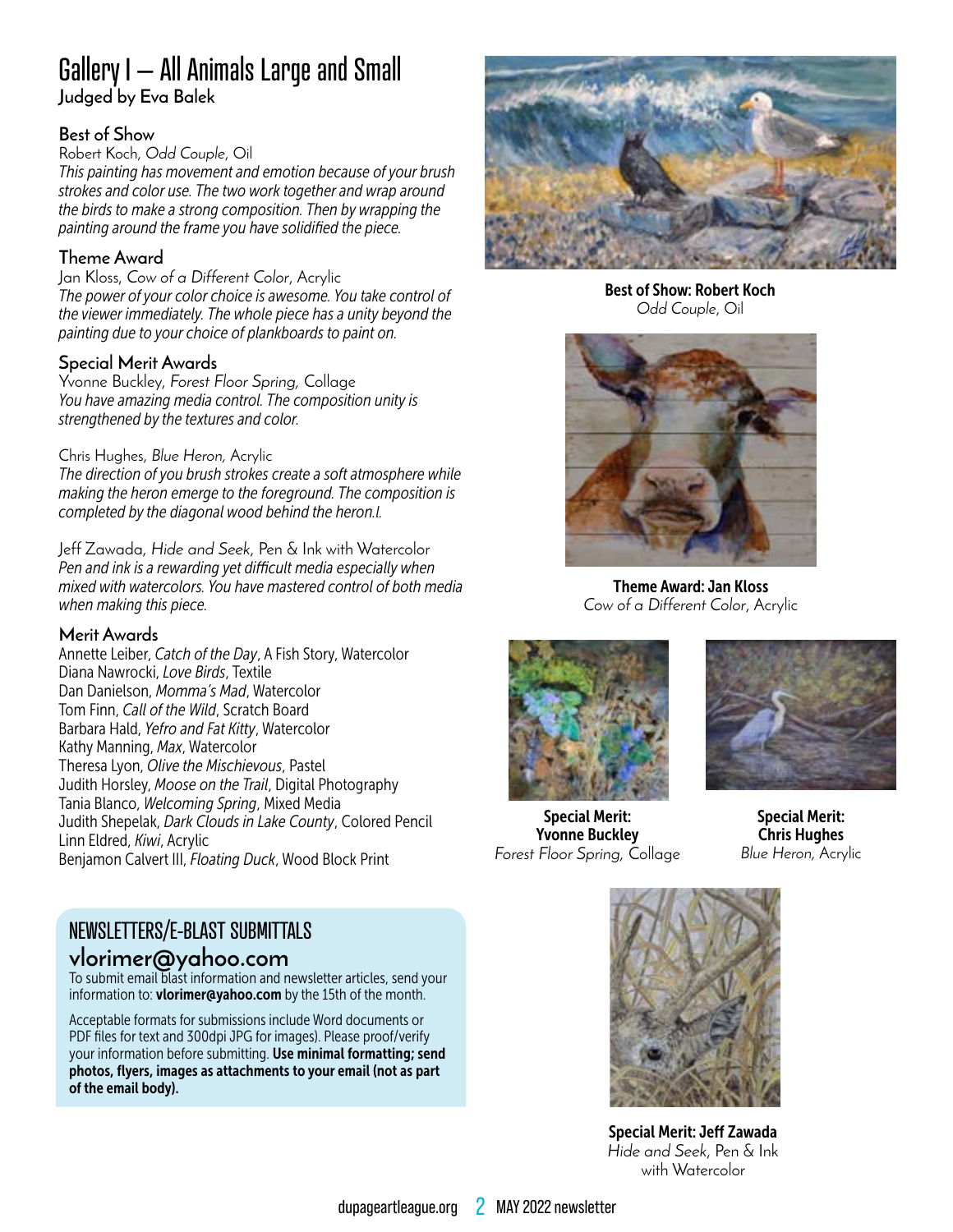# Gallery I — All Animals Large and Small

**Judged by Eva Balek**

### Best of Show

Robert Koch, *Odd Couple*, Oil

*This painting has movement and emotion because of your brush strokes and color use. The two work together and wrap around the birds to make a strong composition. Then by wrapping the painting around the frame you have solidified the piece.*

### Theme Award

Jan Kloss, *Cow of a Different Color*, Acrylic

*The power of your color choice is awesome. You take control of the viewer immediately. The whole piece has a unity beyond the painting due to your choice of plankboards to paint on.*

### Special Merit Awards

Yvonne Buckley, *Forest Floor Spring*, Collage

*You have amazing media control. The composition unity is strengthened by the textures and color.*

Chris Hughes, *Blue Heron*, Acrylic

*The direction of you brush strokes create a soft atmosphere while making the heron emerge to the foreground. The composition is completed by the diagonal wood behind the heron.l.*

Jeff Zawada, *Hide and Seek*, Pen & Ink with Watercolor

*Pen and ink is a rewarding yet difficult media especially when mixed with watercolors. You have mastered control of both media when making this piece.*

### Merit Awards

Annette Leiber, *Catch of the Day*, A Fish Story, Watercolor
Diana Nawrocki, *Love Birds*, Textile
Dan Danielson, *Momma's Mad*, Watercolor
Tom Finn, *Call of the Wild*, Scratch Board
Barbara Hald, *Yefro and Fat Kitty*, Watercolor
Kathy Manning, *Max*, Watercolor
Theresa Lyon, *Olive the Mischievous*, Pastel
Judith Horsley, *Moose on the Trail*, Digital Photography
Tania Blanco, *Welcoming Spring*, Mixed Media
Judith Shepelak, *Dark Clouds in Lake County*, Colored Pencil
Linn Eldred, *Kiwi*, Acrylic
Benjamon Calvert III, *Floating Duck*, Wood Block Print

**Best of Show: Robert Koch**
*Odd Couple*, Oil

**Theme Award: Jan Kloss**
*Cow of a Different Color*, Acrylic

**Special Merit: Yvonne Buckley**
*Forest Floor Spring*, Collage

**Special Merit: Chris Hughes**
*Blue Heron*, Acrylic

**Special Merit: Jeff Zawada**
*Hide and Seek*, Pen & Ink with Watercolor

## NEWSLETTERS/E-BLAST SUBMITTALS

**vlorimer@yahoo.com**

To submit email blast information and newsletter articles, send your information to: **vlorimer@yahoo.com** by the 15th of the month.

Acceptable formats for submissions include Word documents or PDF files for text and 300dpi JPG for images). Please proof/verify your information before submitting. **Use minimal formatting; send photos, flyers, images as attachments to your email (not as part of the email body).**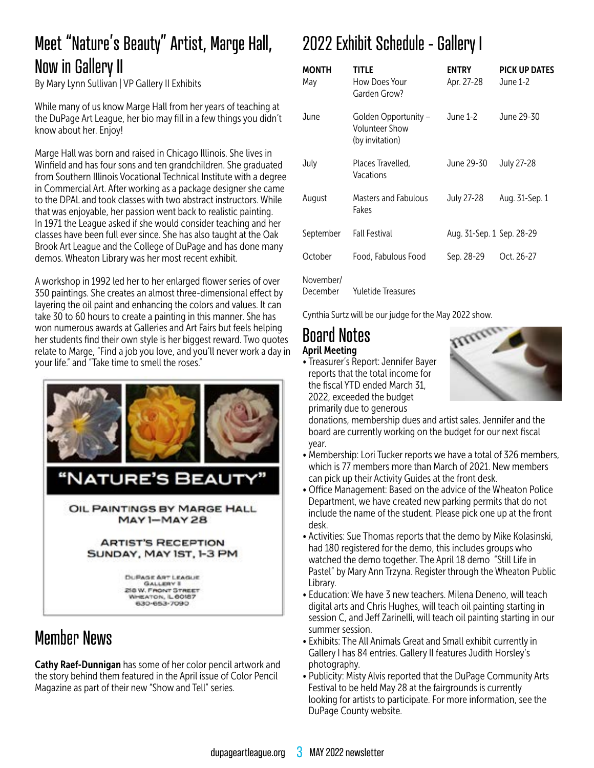## Meet "Nature's Beauty" Artist, Marge Hall, Now in Gallery II

By Mary Lynn Sullivan | VP Gallery II Exhibits

While many of us know Marge Hall from her years of teaching at the DuPage Art League, her bio may fill in a few things you didn't know about her. Enjoy!

Marge Hall was born and raised in Chicago Illinois. She lives in Winfield and has four sons and ten grandchildren. She graduated from Southern Illinois Vocational Technical Institute with a degree in Commercial Art. After working as a package designer she came to the DPAL and took classes with two abstract instructors. While that was enjoyable, her passion went back to realistic painting. In 1971 the League asked if she would consider teaching and her classes have been full ever since. She has also taught at the Oak Brook Art League and the College of DuPage and has done many demos. Wheaton Library was her most recent exhibit.

A workshop in 1992 led her to her enlarged flower series of over 350 paintings. She creates an almost three-dimensional effect by layering the oil paint and enhancing the colors and values. It can take 30 to 60 hours to create a painting in this manner. She has won numerous awards at Galleries and Art Fairs but feels helping her students find their own style is her biggest reward. Two quotes relate to Marge, "Find a job you love, and you'll never work a day in your life." and "Take time to smell the roses."

"NATURE'S BEAUTY"

OIL PAINTINGS BY MARGE HALL
MAY 1—MAY 28

ARTIST'S RECEPTION
SUNDAY, MAY 1ST, 1-3 PM

DUPAGE ART LEAGUE
GALLERY II
218 W. FRONT STREET
WHEATON, IL 60187
630-653-7090

## Member News

**Cathy Raef-Dunnigan** has some of her color pencil artwork and the story behind them featured in the April issue of Color Pencil Magazine as part of their new "Show and Tell" series.

## 2022 Exhibit Schedule - Gallery I

| MONTH | TITLE | ENTRY | PICK UP DATES |
|---|---|---|---|
| May | How Does Your Garden Grow? | Apr. 27-28 | June 1-2 |
| June | Golden Opportunity – Volunteer Show (by invitation) | June 1-2 | June 29-30 |
| July | Places Travelled, Vacations | June 29-30 | July 27-28 |
| August | Masters and Fabulous Fakes | July 27-28 | Aug. 31-Sep. 1 |
| September | Fall Festival | Aug. 31-Sep. 1 | Sep. 28-29 |
| October | Food, Fabulous Food | Sep. 28-29 | Oct. 26-27 |
| November/ December | Yuletide Treasures | | |

Cynthia Surtz will be our judge for the May 2022 show.

## Board Notes

**April Meeting**

- Treasurer's Report: Jennifer Bayer reports that the total income for the fiscal YTD ended March 31, 2022, exceeded the budget primarily due to generous donations, membership dues and artist sales. Jennifer and the board are currently working on the budget for our next fiscal year.
- Membership: Lori Tucker reports we have a total of 326 members, which is 77 members more than March of 2021. New members can pick up their Activity Guides at the front desk.
- Office Management: Based on the advice of the Wheaton Police Department, we have created new parking permits that do not include the name of the student. Please pick one up at the front desk.
- Activities: Sue Thomas reports that the demo by Mike Kolasinski, had 180 registered for the demo, this includes groups who watched the demo together. The April 18 demo "Still Life in Pastel" by Mary Ann Trzyna. Register through the Wheaton Public Library.
- Education: We have 3 new teachers. Milena Deneno, will teach digital arts and Chris Hughes, will teach oil painting starting in session C, and Jeff Zarinelli, will teach oil painting starting in our summer session.
- Exhibits: The All Animals Great and Small exhibit currently in Gallery I has 84 entries. Gallery II features Judith Horsley's photography.
- Publicity: Misty Alvis reported that the DuPage Community Arts Festival to be held May 28 at the fairgrounds is currently looking for artists to participate. For more information, see the DuPage County website.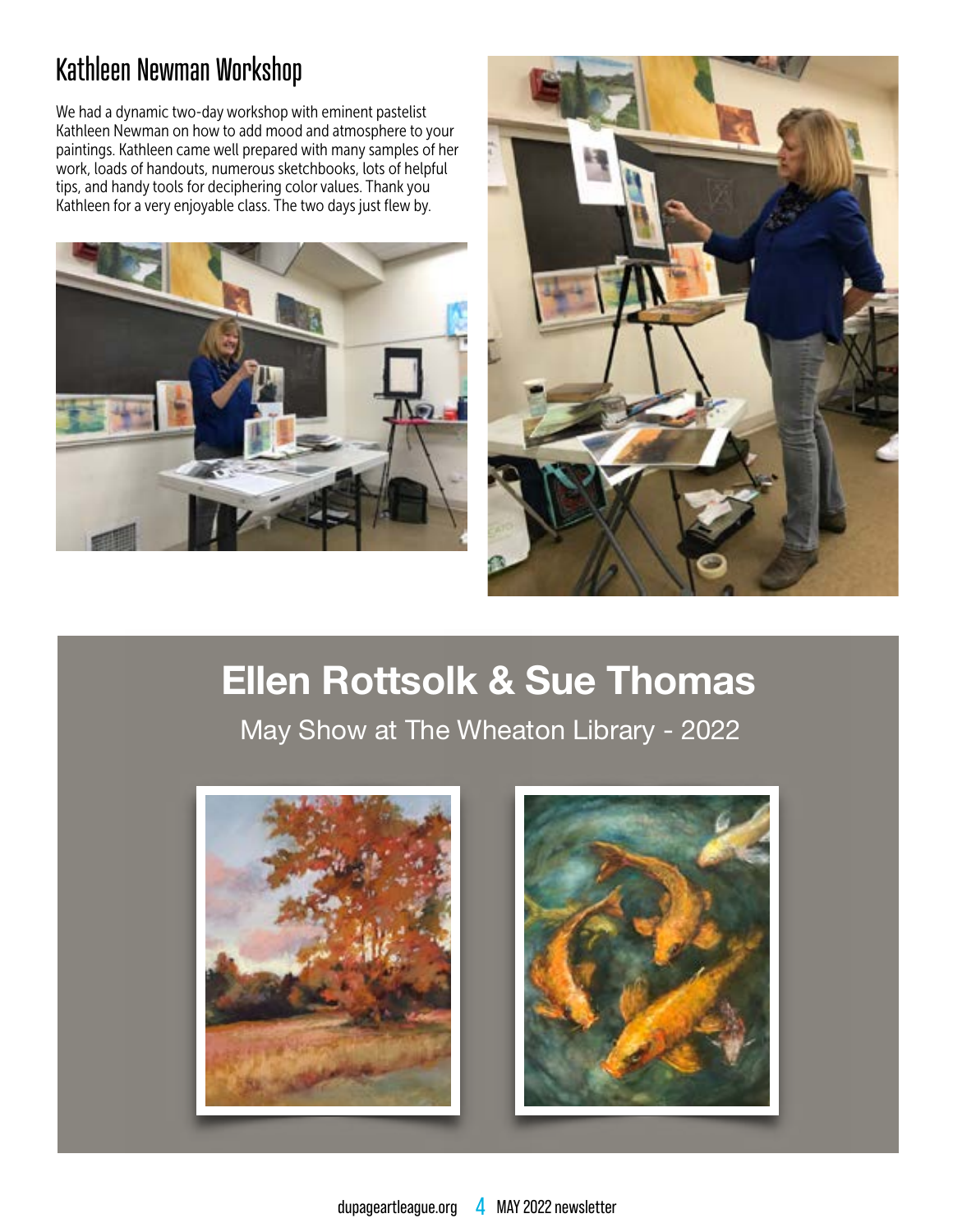## Kathleen Newman Workshop

We had a dynamic two-day workshop with eminent pastelist Kathleen Newman on how to add mood and atmosphere to your paintings. Kathleen came well prepared with many samples of her work, loads of handouts, numerous sketchbooks, lots of helpful tips, and handy tools for deciphering color values. Thank you Kathleen for a very enjoyable class. The two days just flew by.

## Ellen Rottsolk & Sue Thomas

May Show at The Wheaton Library - 2022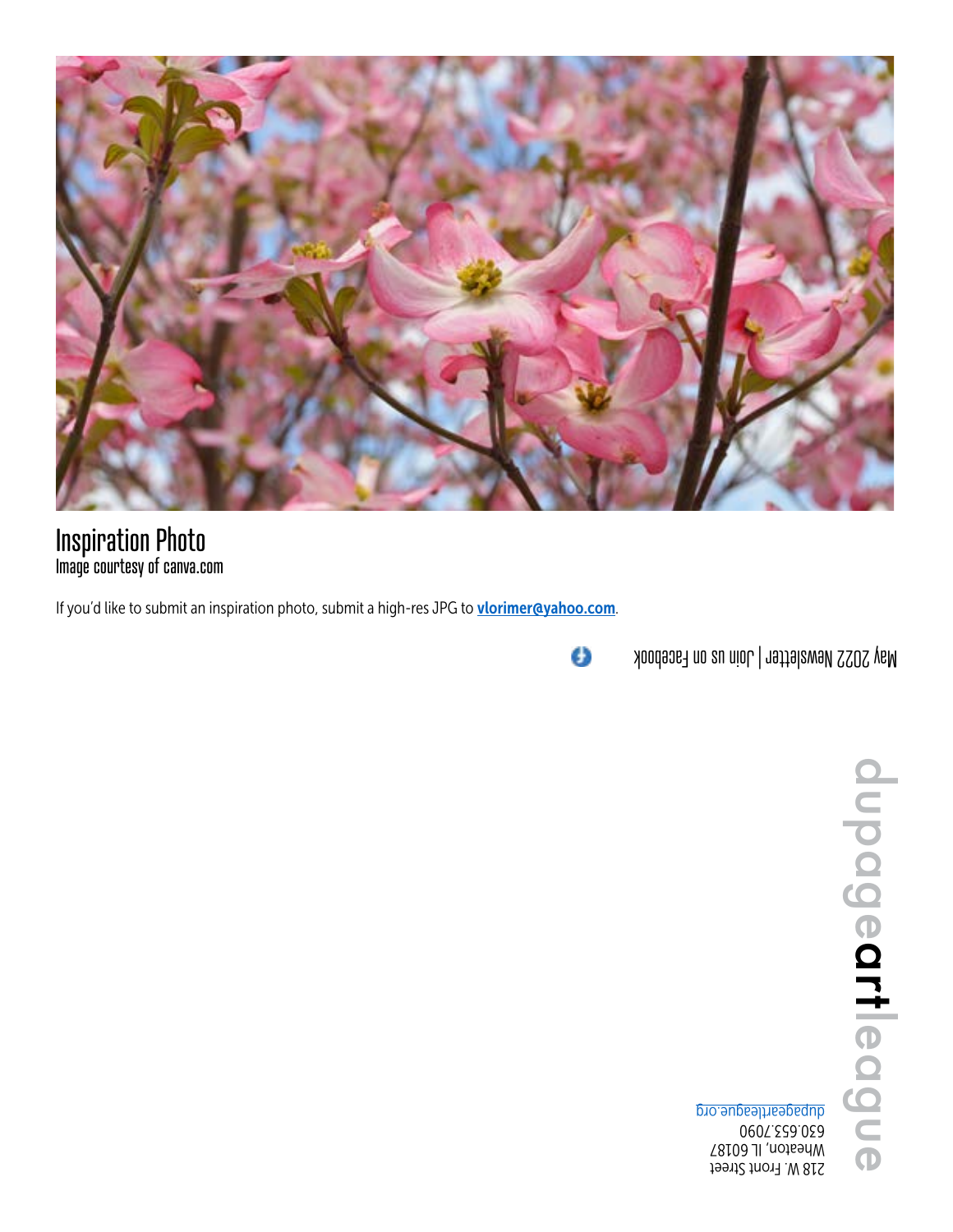## Inspiration Photo

Image courtesy of canva.com

If you'd like to submit an inspiration photo, submit a high-res JPG to **vlorimer@yahoo.com**.

May 2022 Newsletter | Join us on Facebook

dupageartleague

218 W. Front Street
Wheaton, IL 60187
630.653.7090
dupageartleague.org